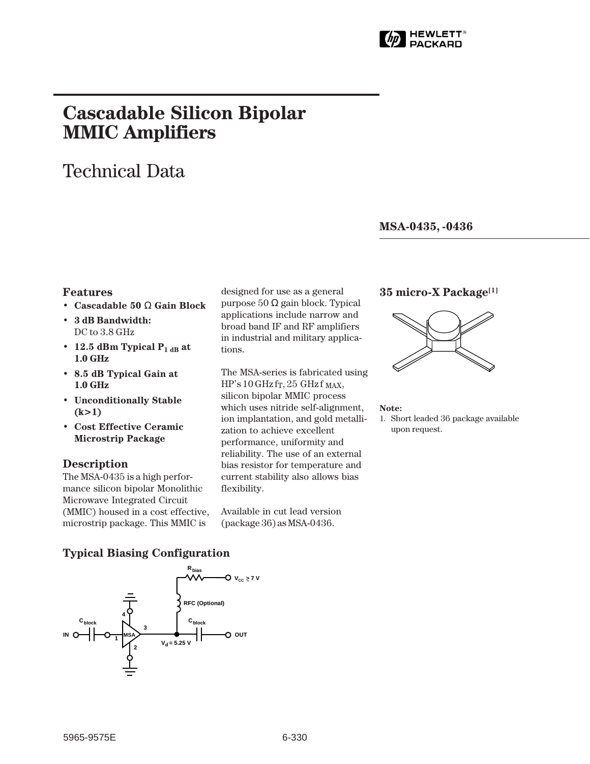# Cascadable Silicon Bipolar MMIC Amplifiers

## Technical Data

**MSA-0435, -0436**

### Features

- **Cascadable 50 Ω Gain Block**
- **3 dB Bandwidth:** DC to 3.8 GHz
- **12.5 dBm Typical $P_{1\ dB}$ at 1.0 GHz**
- **8.5 dB Typical Gain at 1.0 GHz**
- **Unconditionally Stable (k>1)**
- **Cost Effective Ceramic Microstrip Package**

### Description

The MSA-0435 is a high performance silicon bipolar Monolithic Microwave Integrated Circuit (MMIC) housed in a cost effective, microstrip package. This MMIC is designed for use as a general purpose 50 Ω gain block. Typical applications include narrow and broad band IF and RF amplifiers in industrial and military applications.

The MSA-series is fabricated using HP's 10 GHz $f_T$, 25 GHz $f_{MAX}$, silicon bipolar MMIC process which uses nitride self-alignment, ion implantation, and gold metallization to achieve excellent performance, uniformity and reliability. The use of an external bias resistor for temperature and current stability also allows bias flexibility.

Available in cut lead version (package 36) as MSA-0436.

### 35 micro-X Package[1]

**Note:**
1. Short leaded 36 package available upon request.

### Typical Biasing Configuration

$R_{bias}$, $V_{CC} \geq 7$ V, RFC (Optional), $C_{block}$, IN, OUT, MSA, $V_d = 5.25$ V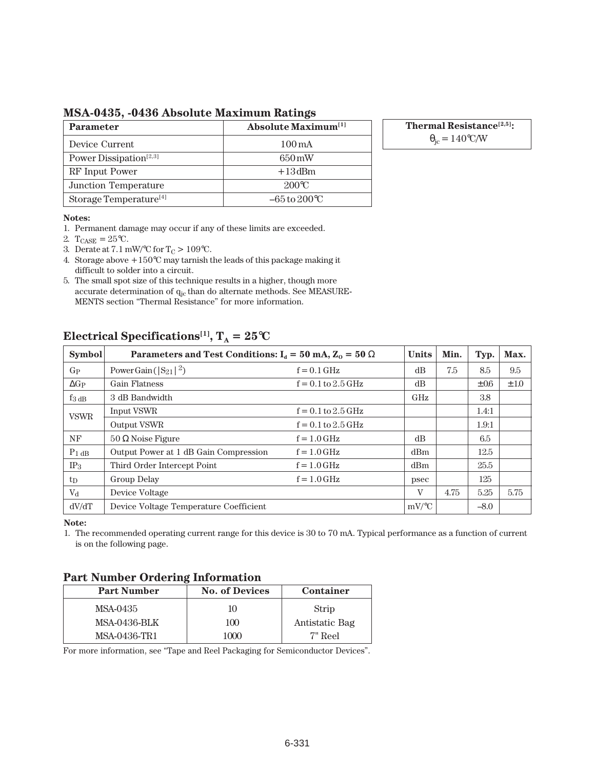## MSA-0435, -0436 Absolute Maximum Ratings

| Parameter | Absolute Maximum[1] |
|---|---|
| Device Current | 100 mA |
| Power Dissipation[2,3] | 650 mW |
| RF Input Power | +13 dBm |
| Junction Temperature | 200°C |
| Storage Temperature[4] | –65 to 200°C |

| Thermal Resistance[2,5]: |
|---|
| $\theta_{jc}$ = 140°C/W |

**Notes:**

1. Permanent damage may occur if any of these limits are exceeded.
2. $T_{CASE}$ = 25°C.
3. Derate at 7.1 mW/°C for $T_C$ > 109°C.
4. Storage above +150°C may tarnish the leads of this package making it difficult to solder into a circuit.
5. The small spot size of this technique results in a higher, though more accurate determination of $\theta_{jc}$ than do alternate methods. See MEASUREMENTS section “Thermal Resistance” for more information.

## Electrical Specifications[1], $T_A$ = 25°C

| Symbol | Parameters and Test Conditions: $I_d$ = 50 mA, $Z_O$ = 50 Ω | | Units | Min. | Typ. | Max. |
|---|---|---|---|---|---|---|
| $G_P$ | Power Gain ($\|S_{21}\|^2$) | f = 0.1 GHz | dB | 7.5 | 8.5 | 9.5 |
| $\Delta G_P$ | Gain Flatness | f = 0.1 to 2.5 GHz | dB | | ±0.6 | ±1.0 |
| $f_{3\ dB}$ | 3 dB Bandwidth | | GHz | | 3.8 | |
| VSWR | Input VSWR | f = 0.1 to 2.5 GHz | | | 1.4:1 | |
| | Output VSWR | f = 0.1 to 2.5 GHz | | | 1.9:1 | |
| NF | 50 Ω Noise Figure | f = 1.0 GHz | dB | | 6.5 | |
| $P_{1\ dB}$ | Output Power at 1 dB Gain Compression | f = 1.0 GHz | dBm | | 12.5 | |
| $IP_3$ | Third Order Intercept Point | f = 1.0 GHz | dBm | | 25.5 | |
| $t_D$ | Group Delay | f = 1.0 GHz | psec | | 125 | |
| $V_d$ | Device Voltage | | V | 4.75 | 5.25 | 5.75 |
| dV/dT | Device Voltage Temperature Coefficient | | mV/°C | | –8.0 | |

**Note:**

1. The recommended operating current range for this device is 30 to 70 mA. Typical performance as a function of current is on the following page.

## Part Number Ordering Information

| Part Number | No. of Devices | Container |
|---|---|---|
| MSA-0435 | 10 | Strip |
| MSA-0436-BLK | 100 | Antistatic Bag |
| MSA-0436-TR1 | 1000 | 7" Reel |

For more information, see “Tape and Reel Packaging for Semiconductor Devices”.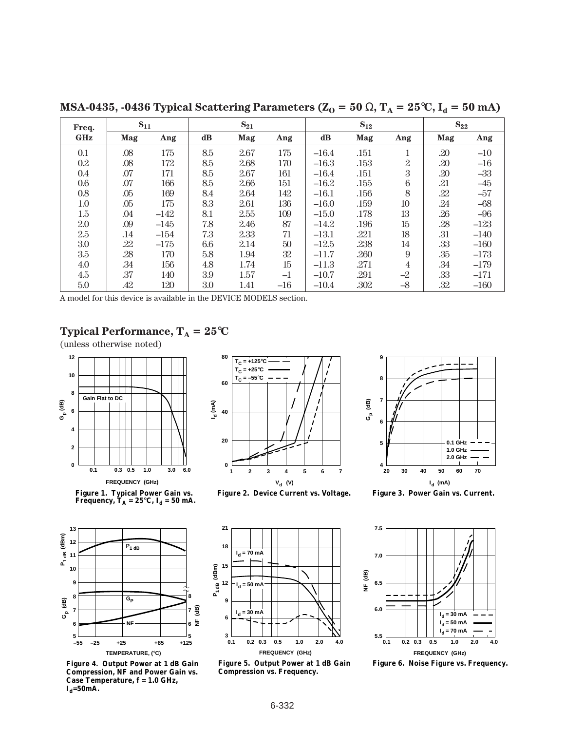## MSA-0435, -0436 Typical Scattering Parameters ($Z_O = 50\ \Omega$, $T_A = 25°C$, $I_d = 50$ mA)

| Freq. | $S_{11}$ | | $S_{21}$ | | | $S_{12}$ | | | $S_{22}$ | |
|---|---|---|---|---|---|---|---|---|---|---|
| GHz | Mag | Ang | dB | Mag | Ang | dB | Mag | Ang | Mag | Ang |
| 0.1 | .08 | 175 | 8.5 | 2.67 | 175 | –16.4 | .151 | 1 | .20 | –10 |
| 0.2 | .08 | 172 | 8.5 | 2.68 | 170 | –16.3 | .153 | 2 | .20 | –16 |
| 0.4 | .07 | 171 | 8.5 | 2.67 | 161 | –16.4 | .151 | 3 | .20 | –33 |
| 0.6 | .07 | 166 | 8.5 | 2.66 | 151 | –16.2 | .155 | 6 | .21 | –45 |
| 0.8 | .05 | 169 | 8.4 | 2.64 | 142 | –16.1 | .156 | 8 | .22 | –57 |
| 1.0 | .05 | 175 | 8.3 | 2.61 | 136 | –16.0 | .159 | 10 | .24 | –68 |
| 1.5 | .04 | –142 | 8.1 | 2.55 | 109 | –15.0 | .178 | 13 | .26 | –96 |
| 2.0 | .09 | –145 | 7.8 | 2.46 | 87 | –14.2 | .196 | 15 | .28 | –123 |
| 2.5 | .14 | –154 | 7.3 | 2.33 | 71 | –13.1 | .221 | 18 | .31 | –140 |
| 3.0 | .22 | –175 | 6.6 | 2.14 | 50 | –12.5 | .238 | 14 | .33 | –160 |
| 3.5 | .28 | 170 | 5.8 | 1.94 | 32 | –11.7 | .260 | 9 | .35 | –173 |
| 4.0 | .34 | 156 | 4.8 | 1.74 | 15 | –11.3 | .271 | 4 | .34 | –179 |
| 4.5 | .37 | 140 | 3.9 | 1.57 | –1 | –10.7 | .291 | –2 | .33 | –171 |
| 5.0 | .42 | 120 | 3.0 | 1.41 | –16 | –10.4 | .302 | –8 | .32 | –160 |

A model for this device is available in the DEVICE MODELS section.

## Typical Performance, $T_A = 25°C$

(unless otherwise noted)

**Figure 1. Typical Power Gain vs. Frequency, $T_A = 25°C$, $I_d = 50$ mA.**

**Figure 2. Device Current vs. Voltage.**

**Figure 3. Power Gain vs. Current.**

**Figure 4. Output Power at 1 dB Gain Compression, NF and Power Gain vs. Case Temperature, f = 1.0 GHz, $I_d$=50mA.**

**Figure 5. Output Power at 1 dB Gain Compression vs. Frequency.**

**Figure 6. Noise Figure vs. Frequency.**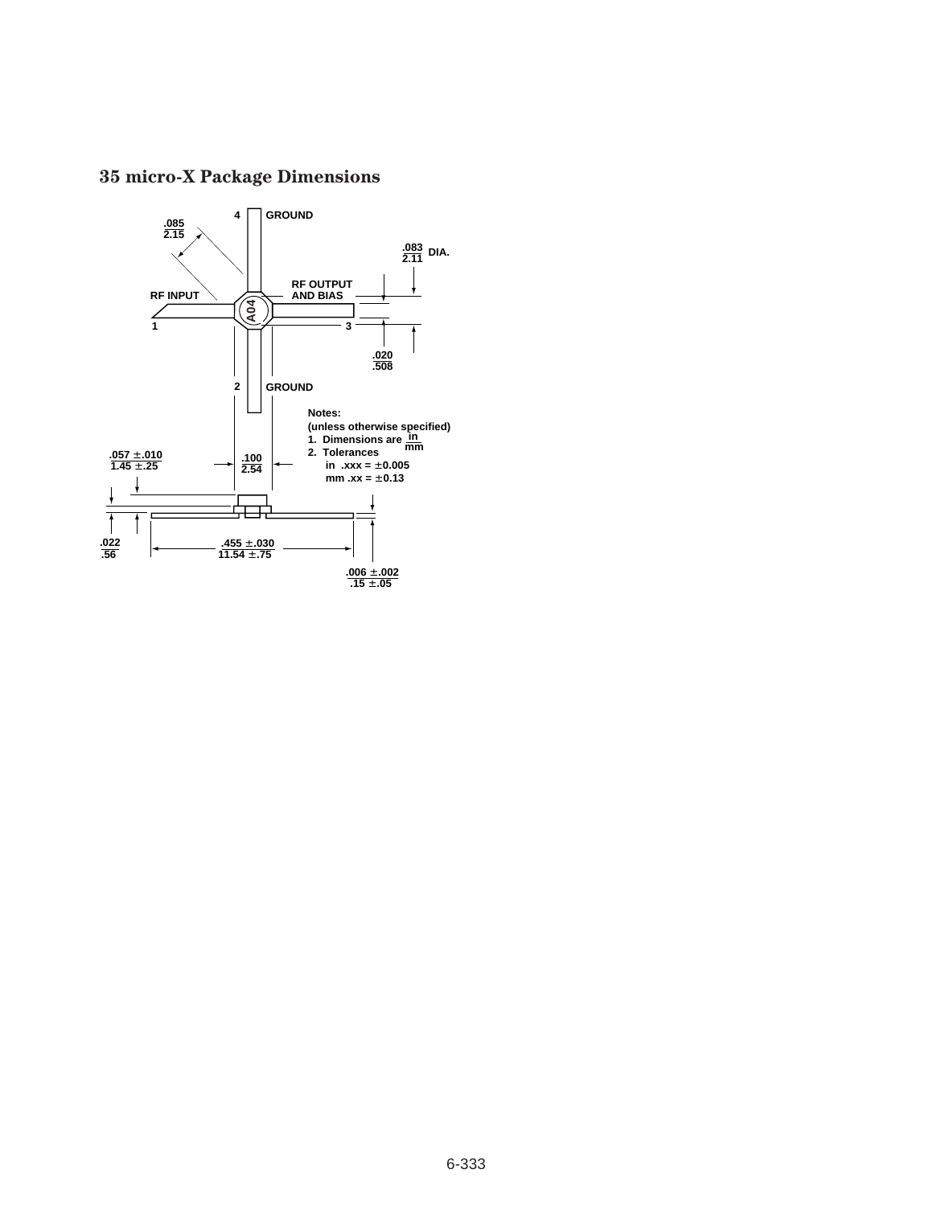## 35 micro-X Package Dimensions

4 GROUND

.085
2.15

.083
2.11 DIA.

RF OUTPUT
AND BIAS

RF INPUT

A04

1

3

.020
.508

2 GROUND

Notes:
(unless otherwise specified)
1. Dimensions are in/mm
2. Tolerances
in .xxx = ±0.005
mm .xx = ±0.13

.057 ±.010
1.45 ±.25

.100
2.54

.022
.56

.455 ±.030
11.54 ±.75

.006 ±.002
.15 ±.05